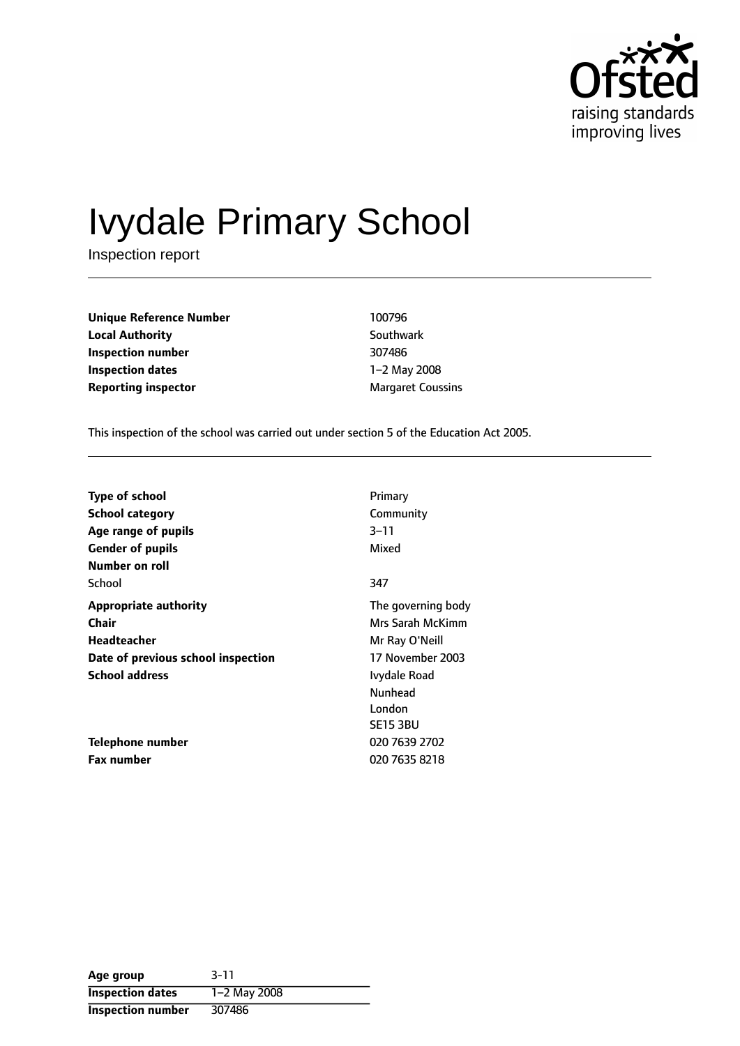# Ivydale Primary School

Inspection report

| | |
|---|---|
| **Unique Reference Number** | 100796 |
| **Local Authority** | Southwark |
| **Inspection number** | 307486 |
| **Inspection dates** | 1–2 May 2008 |
| **Reporting inspector** | Margaret Coussins |

This inspection of the school was carried out under section 5 of the Education Act 2005.

| | |
|---|---|
| **Type of school** | Primary |
| **School category** | Community |
| **Age range of pupils** | 3–11 |
| **Gender of pupils** | Mixed |
| **Number on roll** | |
| School | 347 |
| **Appropriate authority** | The governing body |
| **Chair** | Mrs Sarah McKimm |
| **Headteacher** | Mr Ray O'Neill |
| **Date of previous school inspection** | 17 November 2003 |
| **School address** | Ivydale Road<br>Nunhead<br>London<br>SE15 3BU |
| **Telephone number** | 020 7639 2702 |
| **Fax number** | 020 7635 8218 |

| | |
|---|---|
| **Age group** | 3-11 |
| **Inspection dates** | 1–2 May 2008 |
| **Inspection number** | 307486 |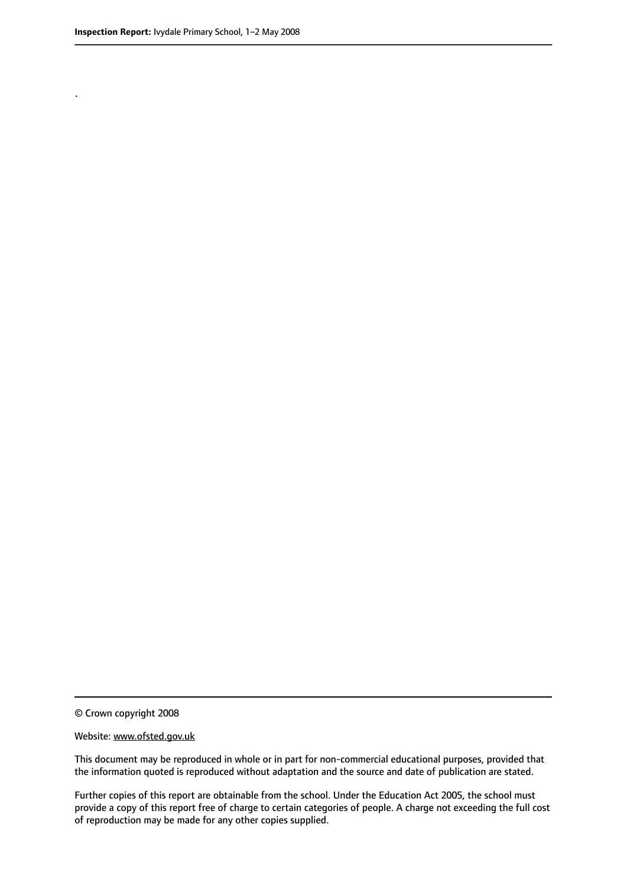.

© Crown copyright 2008

Website: www.ofsted.gov.uk

This document may be reproduced in whole or in part for non-commercial educational purposes, provided that the information quoted is reproduced without adaptation and the source and date of publication are stated.

Further copies of this report are obtainable from the school. Under the Education Act 2005, the school must provide a copy of this report free of charge to certain categories of people. A charge not exceeding the full cost of reproduction may be made for any other copies supplied.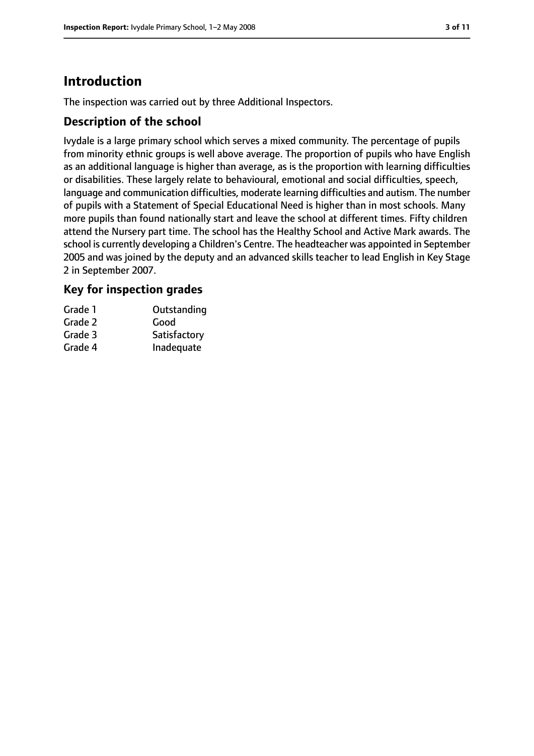# Introduction

The inspection was carried out by three Additional Inspectors.

## Description of the school

Ivydale is a large primary school which serves a mixed community. The percentage of pupils from minority ethnic groups is well above average. The proportion of pupils who have English as an additional language is higher than average, as is the proportion with learning difficulties or disabilities. These largely relate to behavioural, emotional and social difficulties, speech, language and communication difficulties, moderate learning difficulties and autism. The number of pupils with a Statement of Special Educational Need is higher than in most schools. Many more pupils than found nationally start and leave the school at different times. Fifty children attend the Nursery part time. The school has the Healthy School and Active Mark awards. The school is currently developing a Children's Centre. The headteacher was appointed in September 2005 and was joined by the deputy and an advanced skills teacher to lead English in Key Stage 2 in September 2007.

## Key for inspection grades

| | |
|---|---|
| Grade 1 | Outstanding |
| Grade 2 | Good |
| Grade 3 | Satisfactory |
| Grade 4 | Inadequate |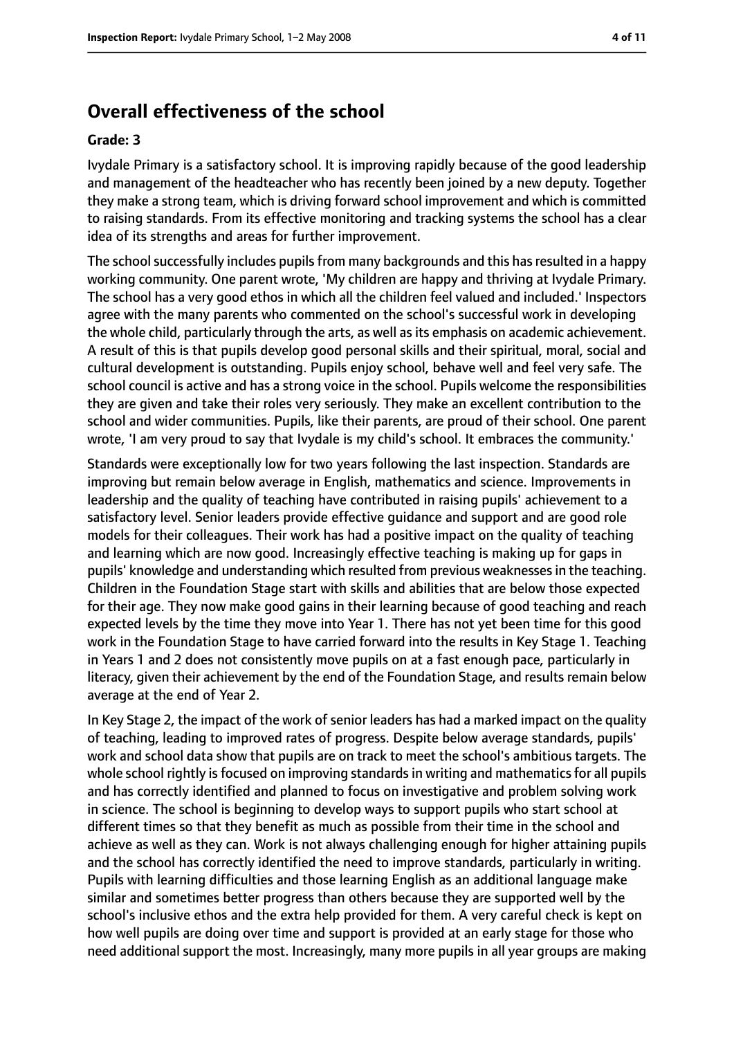## Overall effectiveness of the school

### Grade: 3

Ivydale Primary is a satisfactory school. It is improving rapidly because of the good leadership and management of the headteacher who has recently been joined by a new deputy. Together they make a strong team, which is driving forward school improvement and which is committed to raising standards. From its effective monitoring and tracking systems the school has a clear idea of its strengths and areas for further improvement.

The school successfully includes pupils from many backgrounds and this has resulted in a happy working community. One parent wrote, 'My children are happy and thriving at Ivydale Primary. The school has a very good ethos in which all the children feel valued and included.' Inspectors agree with the many parents who commented on the school's successful work in developing the whole child, particularly through the arts, as well as its emphasis on academic achievement. A result of this is that pupils develop good personal skills and their spiritual, moral, social and cultural development is outstanding. Pupils enjoy school, behave well and feel very safe. The school council is active and has a strong voice in the school. Pupils welcome the responsibilities they are given and take their roles very seriously. They make an excellent contribution to the school and wider communities. Pupils, like their parents, are proud of their school. One parent wrote, 'I am very proud to say that Ivydale is my child's school. It embraces the community.'

Standards were exceptionally low for two years following the last inspection. Standards are improving but remain below average in English, mathematics and science. Improvements in leadership and the quality of teaching have contributed in raising pupils' achievement to a satisfactory level. Senior leaders provide effective guidance and support and are good role models for their colleagues. Their work has had a positive impact on the quality of teaching and learning which are now good. Increasingly effective teaching is making up for gaps in pupils' knowledge and understanding which resulted from previous weaknesses in the teaching. Children in the Foundation Stage start with skills and abilities that are below those expected for their age. They now make good gains in their learning because of good teaching and reach expected levels by the time they move into Year 1. There has not yet been time for this good work in the Foundation Stage to have carried forward into the results in Key Stage 1. Teaching in Years 1 and 2 does not consistently move pupils on at a fast enough pace, particularly in literacy, given their achievement by the end of the Foundation Stage, and results remain below average at the end of Year 2.

In Key Stage 2, the impact of the work of senior leaders has had a marked impact on the quality of teaching, leading to improved rates of progress. Despite below average standards, pupils' work and school data show that pupils are on track to meet the school's ambitious targets. The whole school rightly is focused on improving standards in writing and mathematics for all pupils and has correctly identified and planned to focus on investigative and problem solving work in science. The school is beginning to develop ways to support pupils who start school at different times so that they benefit as much as possible from their time in the school and achieve as well as they can. Work is not always challenging enough for higher attaining pupils and the school has correctly identified the need to improve standards, particularly in writing. Pupils with learning difficulties and those learning English as an additional language make similar and sometimes better progress than others because they are supported well by the school's inclusive ethos and the extra help provided for them. A very careful check is kept on how well pupils are doing over time and support is provided at an early stage for those who need additional support the most. Increasingly, many more pupils in all year groups are making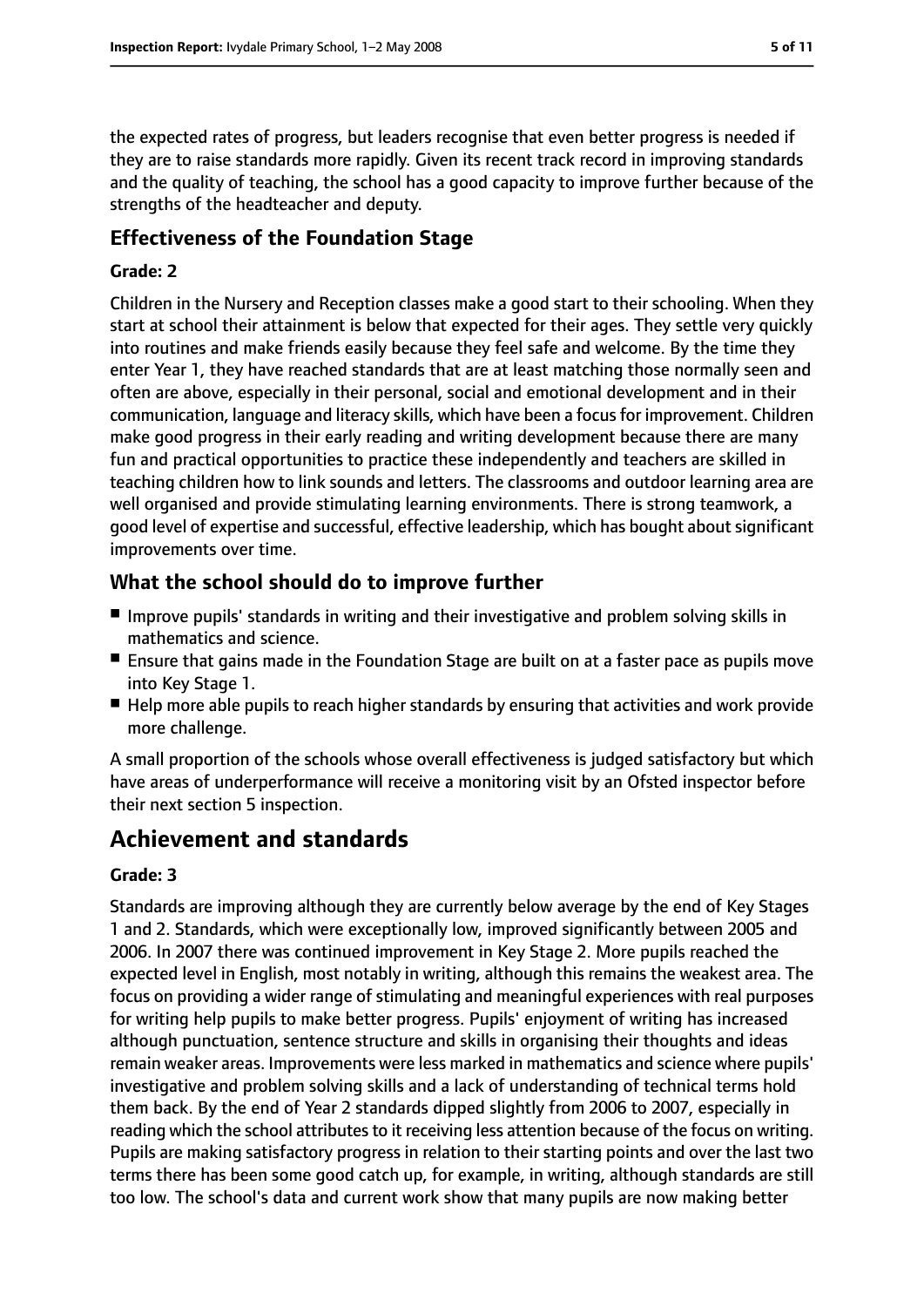the expected rates of progress, but leaders recognise that even better progress is needed if they are to raise standards more rapidly. Given its recent track record in improving standards and the quality of teaching, the school has a good capacity to improve further because of the strengths of the headteacher and deputy.

### Effectiveness of the Foundation Stage

#### Grade: 2

Children in the Nursery and Reception classes make a good start to their schooling. When they start at school their attainment is below that expected for their ages. They settle very quickly into routines and make friends easily because they feel safe and welcome. By the time they enter Year 1, they have reached standards that are at least matching those normally seen and often are above, especially in their personal, social and emotional development and in their communication, language and literacy skills, which have been a focus for improvement. Children make good progress in their early reading and writing development because there are many fun and practical opportunities to practice these independently and teachers are skilled in teaching children how to link sounds and letters. The classrooms and outdoor learning area are well organised and provide stimulating learning environments. There is strong teamwork, a good level of expertise and successful, effective leadership, which has bought about significant improvements over time.

### What the school should do to improve further

- Improve pupils' standards in writing and their investigative and problem solving skills in mathematics and science.
- Ensure that gains made in the Foundation Stage are built on at a faster pace as pupils move into Key Stage 1.
- Help more able pupils to reach higher standards by ensuring that activities and work provide more challenge.

A small proportion of the schools whose overall effectiveness is judged satisfactory but which have areas of underperformance will receive a monitoring visit by an Ofsted inspector before their next section 5 inspection.

## Achievement and standards

#### Grade: 3

Standards are improving although they are currently below average by the end of Key Stages 1 and 2. Standards, which were exceptionally low, improved significantly between 2005 and 2006. In 2007 there was continued improvement in Key Stage 2. More pupils reached the expected level in English, most notably in writing, although this remains the weakest area. The focus on providing a wider range of stimulating and meaningful experiences with real purposes for writing help pupils to make better progress. Pupils' enjoyment of writing has increased although punctuation, sentence structure and skills in organising their thoughts and ideas remain weaker areas. Improvements were less marked in mathematics and science where pupils' investigative and problem solving skills and a lack of understanding of technical terms hold them back. By the end of Year 2 standards dipped slightly from 2006 to 2007, especially in reading which the school attributes to it receiving less attention because of the focus on writing. Pupils are making satisfactory progress in relation to their starting points and over the last two terms there has been some good catch up, for example, in writing, although standards are still too low. The school's data and current work show that many pupils are now making better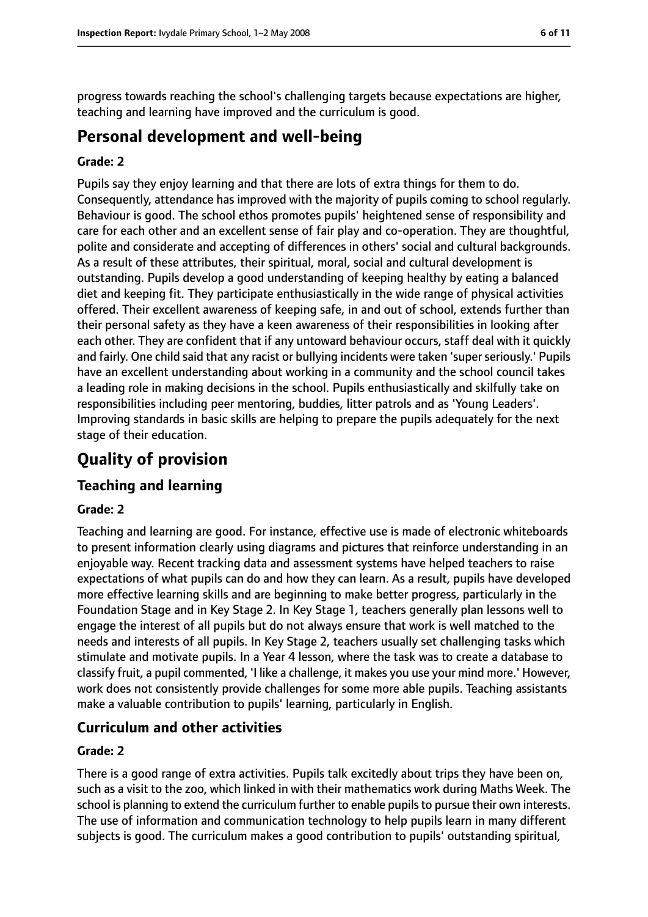progress towards reaching the school's challenging targets because expectations are higher, teaching and learning have improved and the curriculum is good.

## Personal development and well-being

**Grade: 2**

Pupils say they enjoy learning and that there are lots of extra things for them to do. Consequently, attendance has improved with the majority of pupils coming to school regularly. Behaviour is good. The school ethos promotes pupils' heightened sense of responsibility and care for each other and an excellent sense of fair play and co-operation. They are thoughtful, polite and considerate and accepting of differences in others' social and cultural backgrounds. As a result of these attributes, their spiritual, moral, social and cultural development is outstanding. Pupils develop a good understanding of keeping healthy by eating a balanced diet and keeping fit. They participate enthusiastically in the wide range of physical activities offered. Their excellent awareness of keeping safe, in and out of school, extends further than their personal safety as they have a keen awareness of their responsibilities in looking after each other. They are confident that if any untoward behaviour occurs, staff deal with it quickly and fairly. One child said that any racist or bullying incidents were taken 'super seriously.' Pupils have an excellent understanding about working in a community and the school council takes a leading role in making decisions in the school. Pupils enthusiastically and skilfully take on responsibilities including peer mentoring, buddies, litter patrols and as 'Young Leaders'. Improving standards in basic skills are helping to prepare the pupils adequately for the next stage of their education.

# Quality of provision

## Teaching and learning

**Grade: 2**

Teaching and learning are good. For instance, effective use is made of electronic whiteboards to present information clearly using diagrams and pictures that reinforce understanding in an enjoyable way. Recent tracking data and assessment systems have helped teachers to raise expectations of what pupils can do and how they can learn. As a result, pupils have developed more effective learning skills and are beginning to make better progress, particularly in the Foundation Stage and in Key Stage 2. In Key Stage 1, teachers generally plan lessons well to engage the interest of all pupils but do not always ensure that work is well matched to the needs and interests of all pupils. In Key Stage 2, teachers usually set challenging tasks which stimulate and motivate pupils. In a Year 4 lesson, where the task was to create a database to classify fruit, a pupil commented, 'I like a challenge, it makes you use your mind more.' However, work does not consistently provide challenges for some more able pupils. Teaching assistants make a valuable contribution to pupils' learning, particularly in English.

## Curriculum and other activities

**Grade: 2**

There is a good range of extra activities. Pupils talk excitedly about trips they have been on, such as a visit to the zoo, which linked in with their mathematics work during Maths Week. The school is planning to extend the curriculum further to enable pupils to pursue their own interests. The use of information and communication technology to help pupils learn in many different subjects is good. The curriculum makes a good contribution to pupils' outstanding spiritual,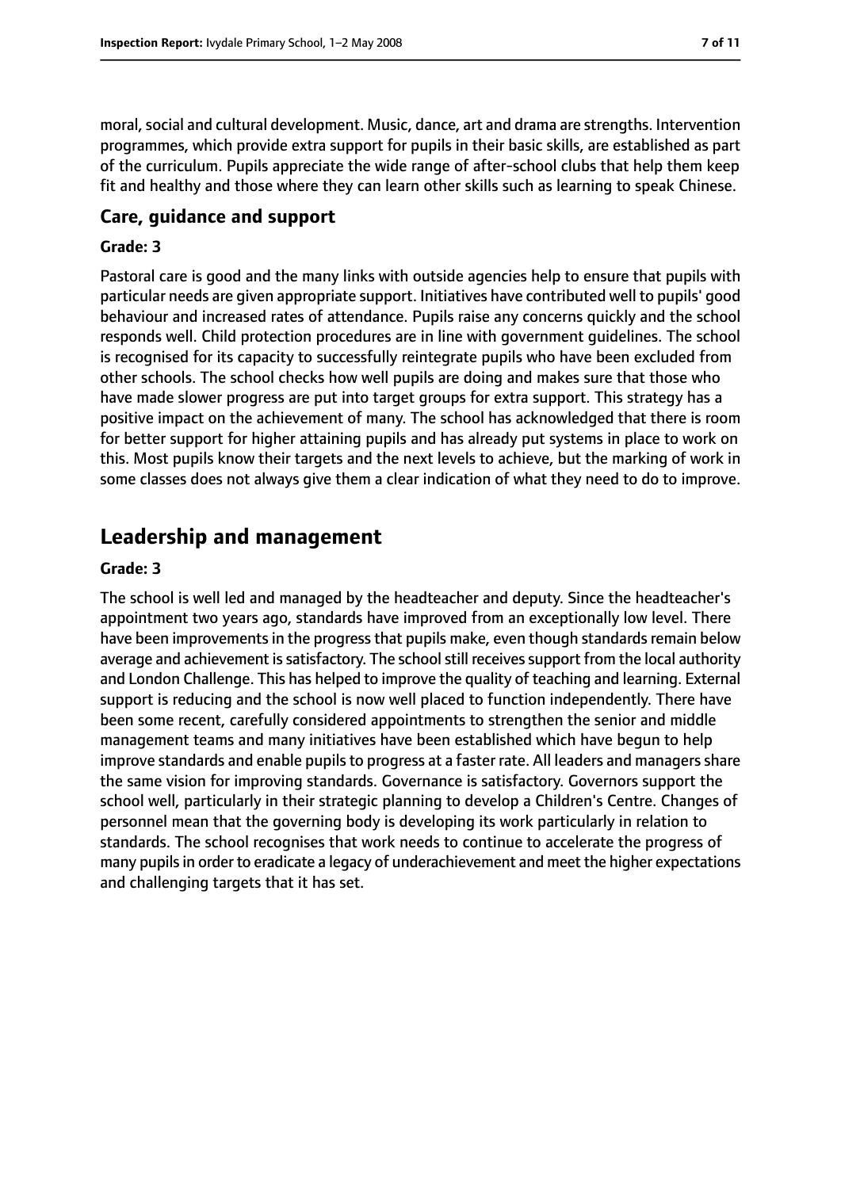moral, social and cultural development. Music, dance, art and drama are strengths. Intervention programmes, which provide extra support for pupils in their basic skills, are established as part of the curriculum. Pupils appreciate the wide range of after-school clubs that help them keep fit and healthy and those where they can learn other skills such as learning to speak Chinese.

### Care, guidance and support

#### Grade: 3

Pastoral care is good and the many links with outside agencies help to ensure that pupils with particular needs are given appropriate support. Initiatives have contributed well to pupils' good behaviour and increased rates of attendance. Pupils raise any concerns quickly and the school responds well. Child protection procedures are in line with government guidelines. The school is recognised for its capacity to successfully reintegrate pupils who have been excluded from other schools. The school checks how well pupils are doing and makes sure that those who have made slower progress are put into target groups for extra support. This strategy has a positive impact on the achievement of many. The school has acknowledged that there is room for better support for higher attaining pupils and has already put systems in place to work on this. Most pupils know their targets and the next levels to achieve, but the marking of work in some classes does not always give them a clear indication of what they need to do to improve.

## Leadership and management

#### Grade: 3

The school is well led and managed by the headteacher and deputy. Since the headteacher's appointment two years ago, standards have improved from an exceptionally low level. There have been improvements in the progress that pupils make, even though standards remain below average and achievement is satisfactory. The school still receives support from the local authority and London Challenge. This has helped to improve the quality of teaching and learning. External support is reducing and the school is now well placed to function independently. There have been some recent, carefully considered appointments to strengthen the senior and middle management teams and many initiatives have been established which have begun to help improve standards and enable pupils to progress at a faster rate. All leaders and managers share the same vision for improving standards. Governance is satisfactory. Governors support the school well, particularly in their strategic planning to develop a Children's Centre. Changes of personnel mean that the governing body is developing its work particularly in relation to standards. The school recognises that work needs to continue to accelerate the progress of many pupils in order to eradicate a legacy of underachievement and meet the higher expectations and challenging targets that it has set.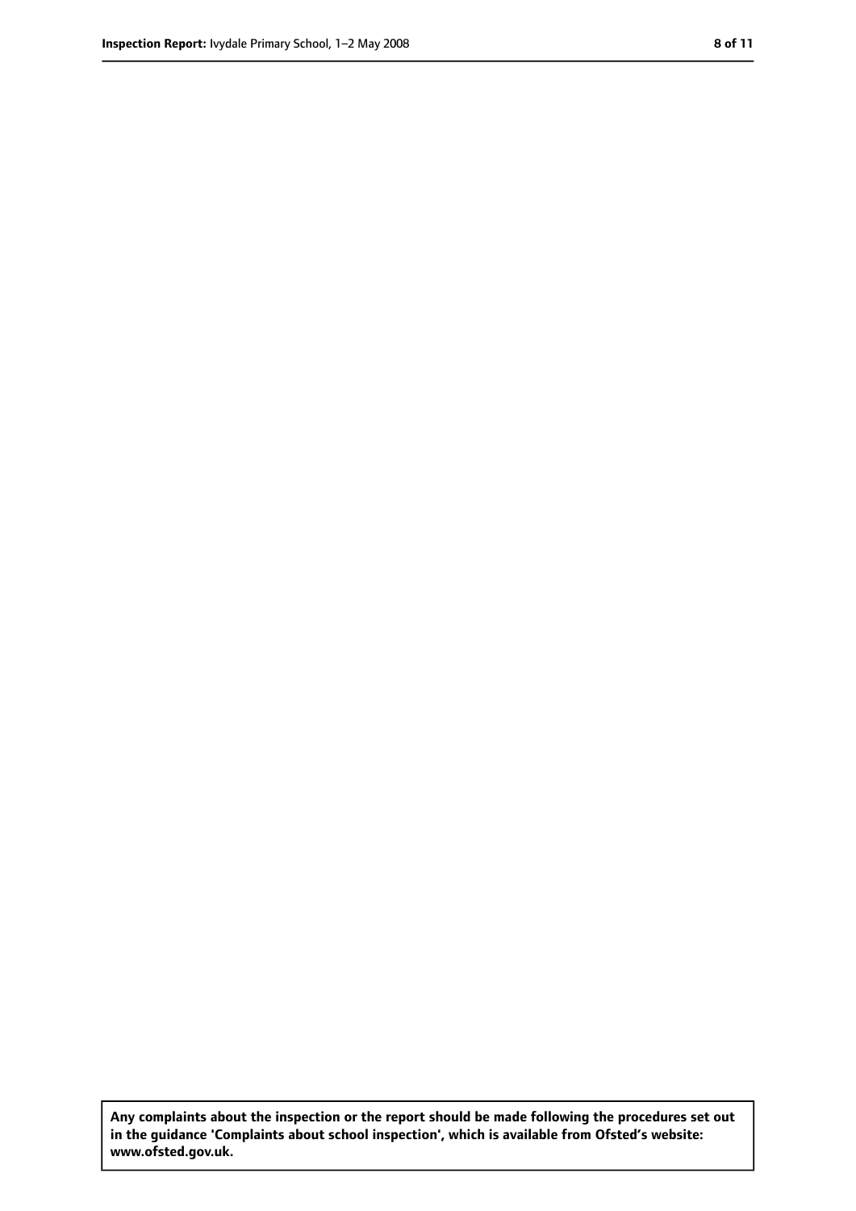**Any complaints about the inspection or the report should be made following the procedures set out in the guidance 'Complaints about school inspection', which is available from Ofsted's website: www.ofsted.gov.uk.**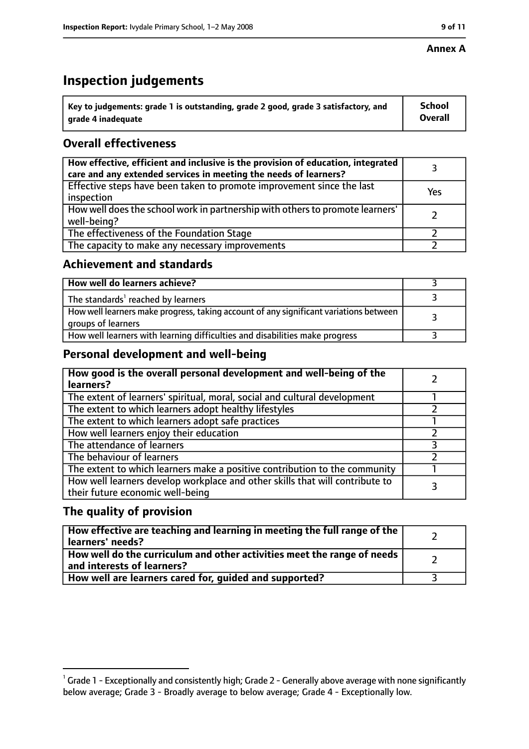**Annex A**

# Inspection judgements

| Key to judgements: grade 1 is outstanding, grade 2 good, grade 3 satisfactory, and grade 4 inadequate | School Overall |
|---|---|

## Overall effectiveness

| | |
|---|---|
| **How effective, efficient and inclusive is the provision of education, integrated care and any extended services in meeting the needs of learners?** | 3 |
| Effective steps have been taken to promote improvement since the last inspection | Yes |
| How well does the school work in partnership with others to promote learners' well-being? | 2 |
| The effectiveness of the Foundation Stage | 2 |
| The capacity to make any necessary improvements | 2 |

## Achievement and standards

| | |
|---|---|
| **How well do learners achieve?** | 3 |
| The standards[1] reached by learners | 3 |
| How well learners make progress, taking account of any significant variations between groups of learners | 3 |
| How well learners with learning difficulties and disabilities make progress | 3 |

## Personal development and well-being

| | |
|---|---|
| **How good is the overall personal development and well-being of the learners?** | 2 |
| The extent of learners' spiritual, moral, social and cultural development | 1 |
| The extent to which learners adopt healthy lifestyles | 2 |
| The extent to which learners adopt safe practices | 1 |
| How well learners enjoy their education | 2 |
| The attendance of learners | 3 |
| The behaviour of learners | 2 |
| The extent to which learners make a positive contribution to the community | 1 |
| How well learners develop workplace and other skills that will contribute to their future economic well-being | 3 |

## The quality of provision

| | |
|---|---|
| **How effective are teaching and learning in meeting the full range of the learners' needs?** | 2 |
| **How well do the curriculum and other activities meet the range of needs and interests of learners?** | 2 |
| **How well are learners cared for, guided and supported?** | 3 |

[1] Grade 1 - Exceptionally and consistently high; Grade 2 - Generally above average with none significantly below average; Grade 3 - Broadly average to below average; Grade 4 - Exceptionally low.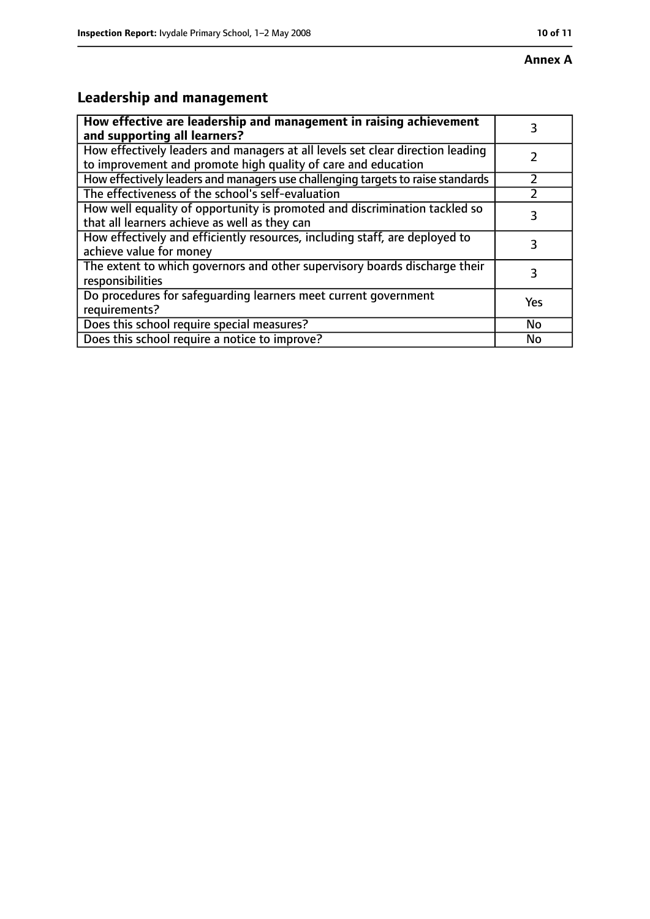**Annex A**

## Leadership and management

| **How effective are leadership and management in raising achievement and supporting all learners?** | 3 |
|---|---|
| How effectively leaders and managers at all levels set clear direction leading to improvement and promote high quality of care and education | 2 |
| How effectively leaders and managers use challenging targets to raise standards | 2 |
| The effectiveness of the school's self-evaluation | 2 |
| How well equality of opportunity is promoted and discrimination tackled so that all learners achieve as well as they can | 3 |
| How effectively and efficiently resources, including staff, are deployed to achieve value for money | 3 |
| The extent to which governors and other supervisory boards discharge their responsibilities | 3 |
| Do procedures for safeguarding learners meet current government requirements? | Yes |
| Does this school require special measures? | No |
| Does this school require a notice to improve? | No |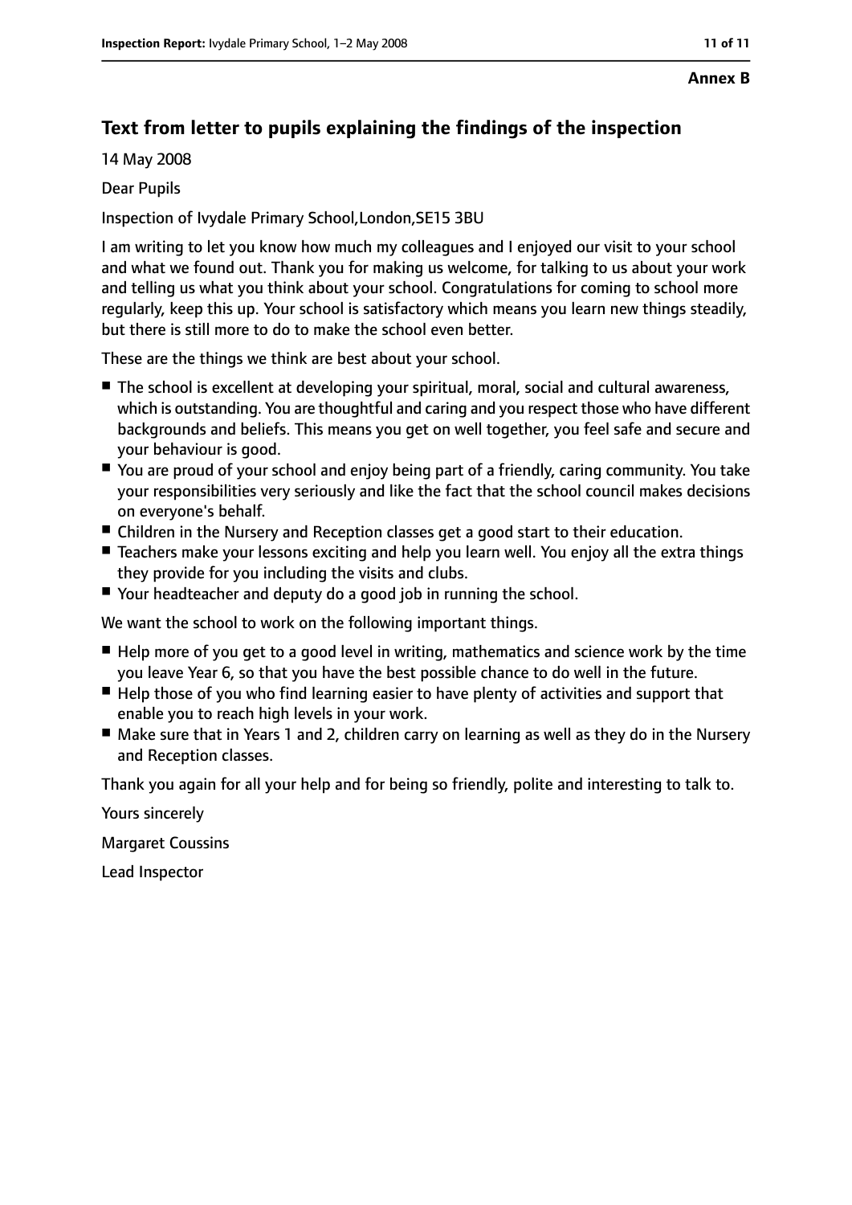**Annex B**

## Text from letter to pupils explaining the findings of the inspection

14 May 2008

Dear Pupils

Inspection of Ivydale Primary School,London,SE15 3BU

I am writing to let you know how much my colleagues and I enjoyed our visit to your school and what we found out. Thank you for making us welcome, for talking to us about your work and telling us what you think about your school. Congratulations for coming to school more regularly, keep this up. Your school is satisfactory which means you learn new things steadily, but there is still more to do to make the school even better.

These are the things we think are best about your school.

- The school is excellent at developing your spiritual, moral, social and cultural awareness, which is outstanding. You are thoughtful and caring and you respect those who have different backgrounds and beliefs. This means you get on well together, you feel safe and secure and your behaviour is good.
- You are proud of your school and enjoy being part of a friendly, caring community. You take your responsibilities very seriously and like the fact that the school council makes decisions on everyone's behalf.
- Children in the Nursery and Reception classes get a good start to their education.
- Teachers make your lessons exciting and help you learn well. You enjoy all the extra things they provide for you including the visits and clubs.
- Your headteacher and deputy do a good job in running the school.

We want the school to work on the following important things.

- Help more of you get to a good level in writing, mathematics and science work by the time you leave Year 6, so that you have the best possible chance to do well in the future.
- Help those of you who find learning easier to have plenty of activities and support that enable you to reach high levels in your work.
- Make sure that in Years 1 and 2, children carry on learning as well as they do in the Nursery and Reception classes.

Thank you again for all your help and for being so friendly, polite and interesting to talk to.

Yours sincerely

Margaret Coussins

Lead Inspector